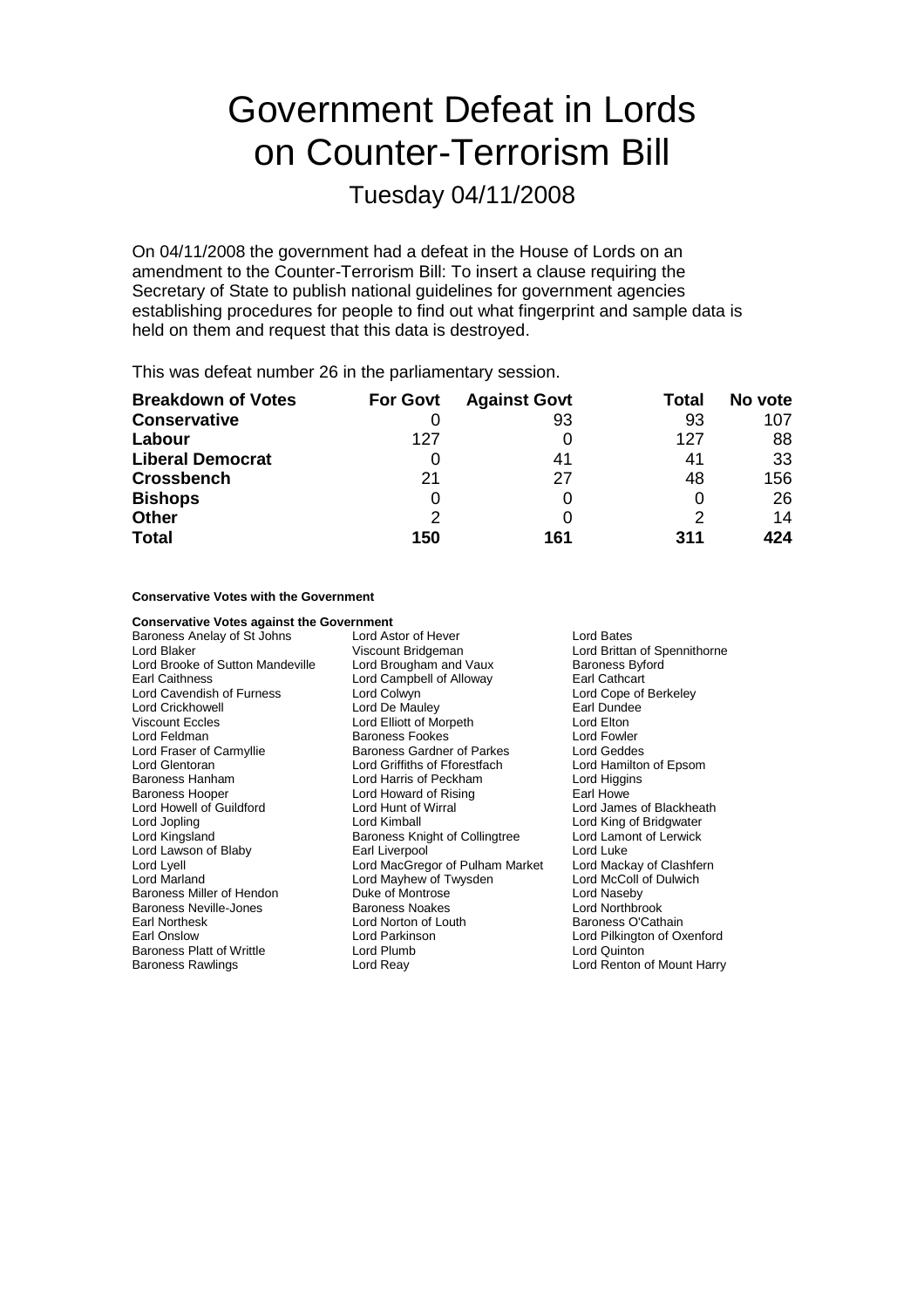# Government Defeat in Lords on Counter-Terrorism Bill

## Tuesday 04/11/2008

On 04/11/2008 the government had a defeat in the House of Lords on an amendment to the Counter-Terrorism Bill: To insert a clause requiring the Secretary of State to publish national guidelines for government agencies establishing procedures for people to find out what fingerprint and sample data is held on them and request that this data is destroyed.

This was defeat number 26 in the parliamentary session.

| **Breakdown of Votes** | **For Govt** | **Against Govt** | **Total** | **No vote** |
|---|---|---|---|---|
| **Conservative** | 0 | 93 | 93 | 107 |
| **Labour** | 127 | 0 | 127 | 88 |
| **Liberal Democrat** | 0 | 41 | 41 | 33 |
| **Crossbench** | 21 | 27 | 48 | 156 |
| **Bishops** | 0 | 0 | 0 | 26 |
| **Other** | 2 | 0 | 2 | 14 |
| **Total** | **150** | **161** | **311** | **424** |

**Conservative Votes with the Government**

**Conservative Votes against the Government**

Baroness Anelay of St Johns
Lord Astor of Hever
Lord Bates
Lord Blaker
Viscount Bridgeman
Lord Brittan of Spennithorne
Lord Brooke of Sutton Mandeville
Lord Brougham and Vaux
Baroness Byford
Earl Caithness
Lord Campbell of Alloway
Earl Cathcart
Lord Cavendish of Furness
Lord Colwyn
Lord Cope of Berkeley
Lord Crickhowell
Lord De Mauley
Earl Dundee
Viscount Eccles
Lord Elliott of Morpeth
Lord Elton
Lord Feldman
Baroness Fookes
Lord Fowler
Lord Fraser of Carmyllie
Baroness Gardner of Parkes
Lord Geddes
Lord Glentoran
Lord Griffiths of Fforestfach
Lord Hamilton of Epsom
Baroness Hanham
Lord Harris of Peckham
Lord Higgins
Baroness Hooper
Lord Howard of Rising
Earl Howe
Lord Howell of Guildford
Lord Hunt of Wirral
Lord James of Blackheath
Lord Jopling
Lord Kimball
Lord King of Bridgwater
Lord Kingsland
Baroness Knight of Collingtree
Lord Lamont of Lerwick
Lord Lawson of Blaby
Earl Liverpool
Lord Luke
Lord Lyell
Lord MacGregor of Pulham Market
Lord Mackay of Clashfern
Lord Marland
Lord Mayhew of Twysden
Lord McColl of Dulwich
Baroness Miller of Hendon
Duke of Montrose
Lord Naseby
Baroness Neville-Jones
Baroness Noakes
Lord Northbrook
Earl Northesk
Lord Norton of Louth
Baroness O'Cathain
Earl Onslow
Lord Parkinson
Lord Pilkington of Oxenford
Baroness Platt of Writtle
Lord Plumb
Lord Quinton
Baroness Rawlings
Lord Reay
Lord Renton of Mount Harry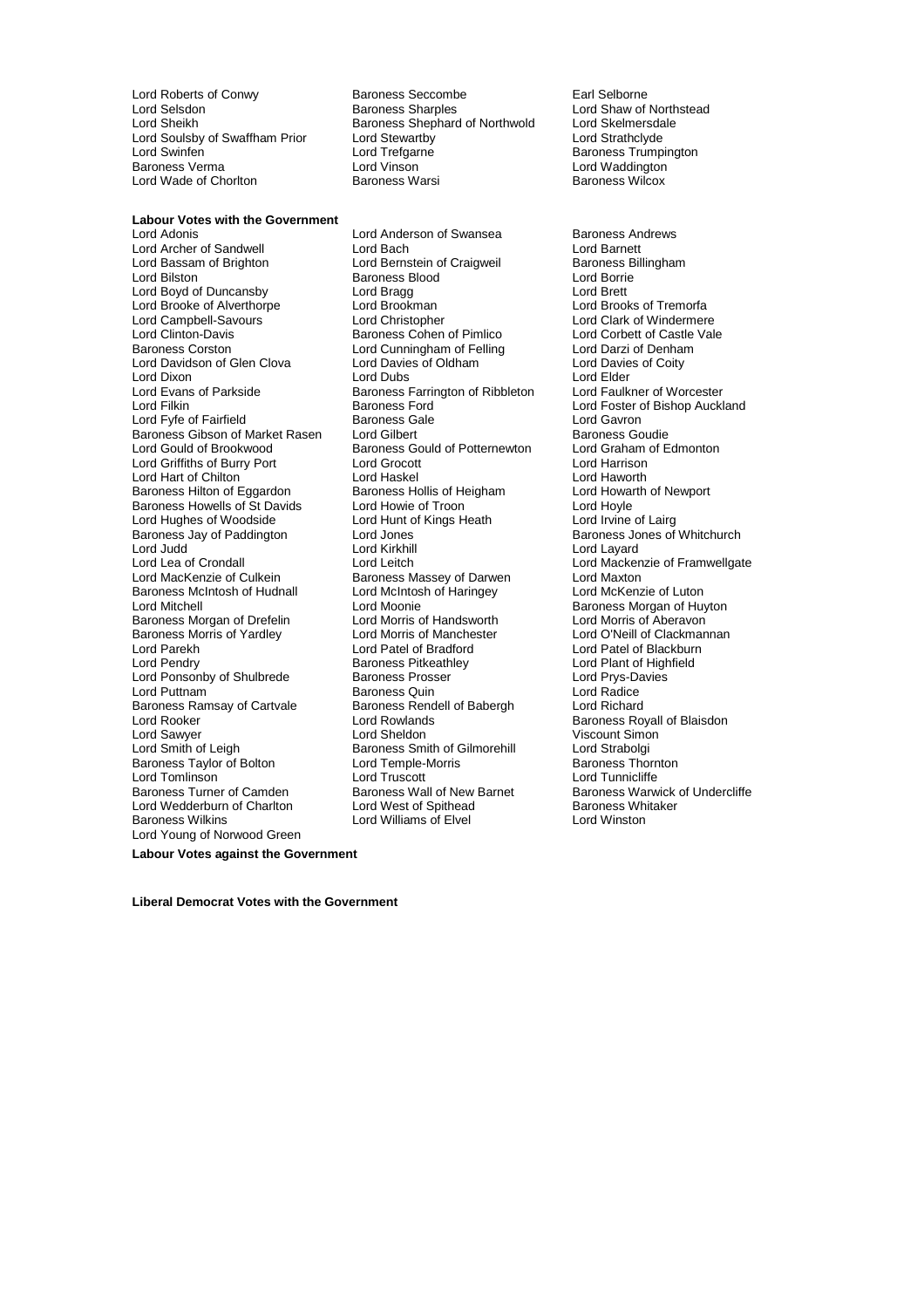Lord Roberts of Conwy
Baroness Seccombe
Earl Selborne
Lord Selsdon
Baroness Sharples
Lord Shaw of Northstead
Lord Sheikh
Baroness Shephard of Northwold
Lord Skelmersdale
Lord Soulsby of Swaffham Prior
Lord Stewartby
Lord Strathclyde
Lord Swinfen
Lord Trefgarne
Baroness Trumpington
Baroness Verma
Lord Vinson
Lord Waddington
Lord Wade of Chorlton
Baroness Warsi
Baroness Wilcox

**Labour Votes with the Government**

Lord Adonis
Lord Anderson of Swansea
Baroness Andrews
Lord Archer of Sandwell
Lord Bach
Lord Barnett
Lord Bassam of Brighton
Lord Bernstein of Craigweil
Baroness Billingham
Lord Bilston
Baroness Blood
Lord Borrie
Lord Boyd of Duncansby
Lord Bragg
Lord Brett
Lord Brooke of Alverthorpe
Lord Brookman
Lord Brooks of Tremorfa
Lord Campbell-Savours
Lord Christopher
Lord Clark of Windermere
Lord Clinton-Davis
Baroness Cohen of Pimlico
Lord Corbett of Castle Vale
Baroness Corston
Lord Cunningham of Felling
Lord Darzi of Denham
Lord Davidson of Glen Clova
Lord Davies of Oldham
Lord Davies of Coity
Lord Dixon
Lord Dubs
Lord Elder
Lord Evans of Parkside
Baroness Farrington of Ribbleton
Lord Faulkner of Worcester
Lord Filkin
Baroness Ford
Lord Foster of Bishop Auckland
Lord Fyfe of Fairfield
Baroness Gale
Lord Gavron
Baroness Gibson of Market Rasen
Lord Gilbert
Baroness Goudie
Lord Gould of Brookwood
Baroness Gould of Potternewton
Lord Graham of Edmonton
Lord Griffiths of Burry Port
Lord Grocott
Lord Harrison
Lord Hart of Chilton
Lord Haskel
Lord Haworth
Baroness Hilton of Eggardon
Baroness Hollis of Heigham
Lord Howarth of Newport
Baroness Howells of St Davids
Lord Howie of Troon
Lord Hoyle
Lord Hughes of Woodside
Lord Hunt of Kings Heath
Lord Irvine of Lairg
Baroness Jay of Paddington
Lord Jones
Baroness Jones of Whitchurch
Lord Judd
Lord Kirkhill
Lord Layard
Lord Lea of Crondall
Lord Leitch
Lord Mackenzie of Framwellgate
Lord MacKenzie of Culkein
Baroness Massey of Darwen
Lord Maxton
Baroness McIntosh of Hudnall
Lord McIntosh of Haringey
Lord McKenzie of Luton
Lord Mitchell
Lord Moonie
Baroness Morgan of Huyton
Baroness Morgan of Drefelin
Lord Morris of Handsworth
Lord Morris of Aberavon
Baroness Morris of Yardley
Lord Morris of Manchester
Lord O'Neill of Clackmannan
Lord Parekh
Lord Patel of Bradford
Lord Patel of Blackburn
Lord Pendry
Baroness Pitkeathley
Lord Plant of Highfield
Lord Ponsonby of Shulbrede
Baroness Prosser
Lord Prys-Davies
Lord Puttnam
Baroness Quin
Lord Radice
Baroness Ramsay of Cartvale
Baroness Rendell of Babergh
Lord Richard
Lord Rooker
Lord Rowlands
Baroness Royall of Blaisdon
Lord Sawyer
Lord Sheldon
Viscount Simon
Lord Smith of Leigh
Baroness Smith of Gilmorehill
Lord Strabolgi
Baroness Taylor of Bolton
Lord Temple-Morris
Baroness Thornton
Lord Tomlinson
Lord Truscott
Lord Tunnicliffe
Baroness Turner of Camden
Baroness Wall of New Barnet
Baroness Warwick of Undercliffe
Lord Wedderburn of Charlton
Lord West of Spithead
Baroness Whitaker
Baroness Wilkins
Lord Williams of Elvel
Lord Winston
Lord Young of Norwood Green

**Labour Votes against the Government**

**Liberal Democrat Votes with the Government**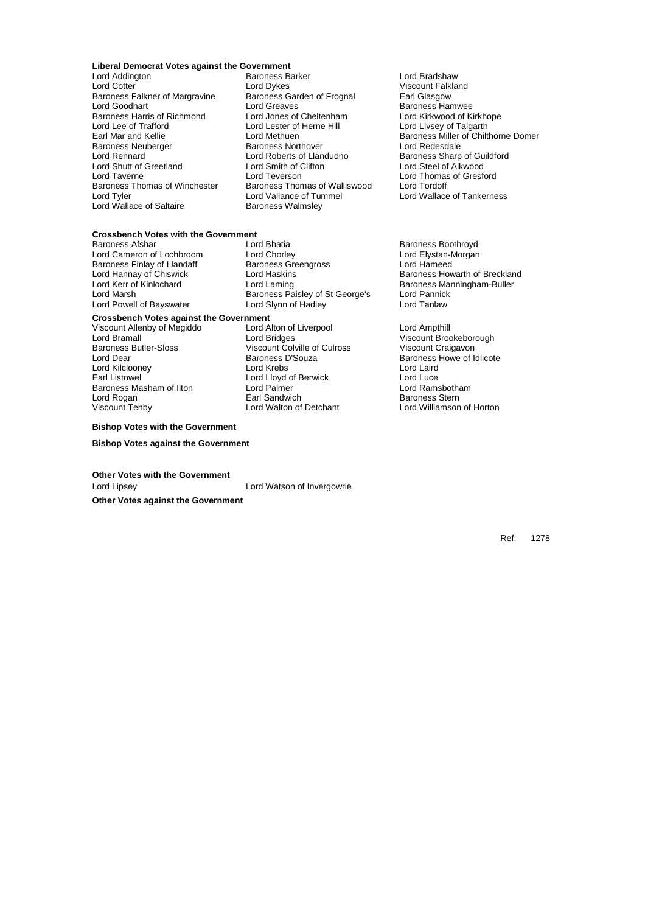**Liberal Democrat Votes against the Government**

| | | |
|---|---|---|
| Lord Addington | Baroness Barker | Lord Bradshaw |
| Lord Cotter | Lord Dykes | Viscount Falkland |
| Baroness Falkner of Margravine | Baroness Garden of Frognal | Earl Glasgow |
| Lord Goodhart | Lord Greaves | Baroness Hamwee |
| Baroness Harris of Richmond | Lord Jones of Cheltenham | Lord Kirkwood of Kirkhope |
| Lord Lee of Trafford | Lord Lester of Herne Hill | Lord Livsey of Talgarth |
| Earl Mar and Kellie | Lord Methuen | Baroness Miller of Chilthorne Domer |
| Baroness Neuberger | Baroness Northover | Lord Redesdale |
| Lord Rennard | Lord Roberts of Llandudno | Baroness Sharp of Guildford |
| Lord Shutt of Greetland | Lord Smith of Clifton | Lord Steel of Aikwood |
| Lord Taverne | Lord Teverson | Lord Thomas of Gresford |
| Baroness Thomas of Winchester | Baroness Thomas of Walliswood | Lord Tordoff |
| Lord Tyler | Lord Vallance of Tummel | Lord Wallace of Tankerness |
| Lord Wallace of Saltaire | Baroness Walmsley | |

**Crossbench Votes with the Government**

| | | |
|---|---|---|
| Baroness Afshar | Lord Bhatia | Baroness Boothroyd |
| Lord Cameron of Lochbroom | Lord Chorley | Lord Elystan-Morgan |
| Baroness Finlay of Llandaff | Baroness Greengross | Lord Hameed |
| Lord Hannay of Chiswick | Lord Haskins | Baroness Howarth of Breckland |
| Lord Kerr of Kinlochard | Lord Laming | Baroness Manningham-Buller |
| Lord Marsh | Baroness Paisley of St George's | Lord Pannick |
| Lord Powell of Bayswater | Lord Slynn of Hadley | Lord Tanlaw |

**Crossbench Votes against the Government**

| | | |
|---|---|---|
| Viscount Allenby of Megiddo | Lord Alton of Liverpool | Lord Ampthill |
| Lord Bramall | Lord Bridges | Viscount Brookeborough |
| Baroness Butler-Sloss | Viscount Colville of Culross | Viscount Craigavon |
| Lord Dear | Baroness D'Souza | Baroness Howe of Idlicote |
| Lord Kilclooney | Lord Krebs | Lord Laird |
| Earl Listowel | Lord Lloyd of Berwick | Lord Luce |
| Baroness Masham of Ilton | Lord Palmer | Lord Ramsbotham |
| Lord Rogan | Earl Sandwich | Baroness Stern |
| Viscount Tenby | Lord Walton of Detchant | Lord Williamson of Horton |

**Bishop Votes with the Government**

**Bishop Votes against the Government**

**Other Votes with the Government**

Lord Lipsey    Lord Watson of Invergowrie

**Other Votes against the Government**

Ref: 1278